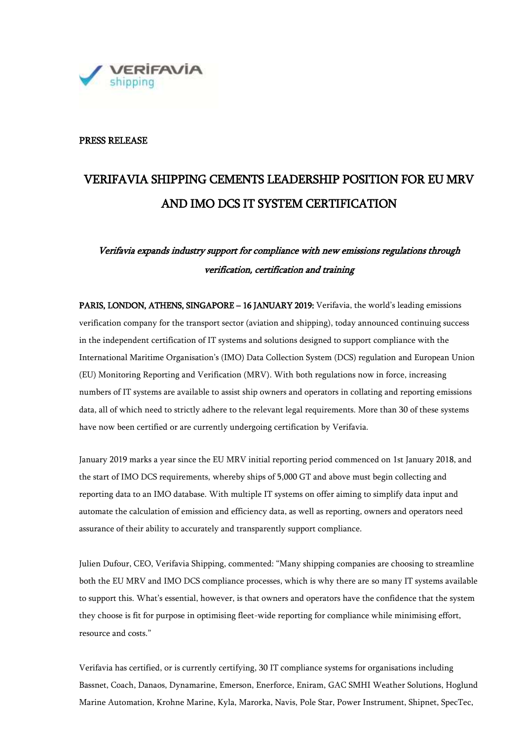PRESS RELEASE

# VERIFAVIA SHIPPING CEMENTS LEADERSHIP POSITION FOR EU MRV AND IMO DCS IT SYSTEM CERTIFICATION

*Verifavia expands industry support for compliance with new emissions regulations through verification, certification and training*

**PARIS, LONDON, ATHENS, SINGAPORE – 16 JANUARY 2019:** Verifavia, the world's leading emissions verification company for the transport sector (aviation and shipping), today announced continuing success in the independent certification of IT systems and solutions designed to support compliance with the International Maritime Organisation's (IMO) Data Collection System (DCS) regulation and European Union (EU) Monitoring Reporting and Verification (MRV). With both regulations now in force, increasing numbers of IT systems are available to assist ship owners and operators in collating and reporting emissions data, all of which need to strictly adhere to the relevant legal requirements. More than 30 of these systems have now been certified or are currently undergoing certification by Verifavia.

January 2019 marks a year since the EU MRV initial reporting period commenced on 1st January 2018, and the start of IMO DCS requirements, whereby ships of 5,000 GT and above must begin collecting and reporting data to an IMO database. With multiple IT systems on offer aiming to simplify data input and automate the calculation of emission and efficiency data, as well as reporting, owners and operators need assurance of their ability to accurately and transparently support compliance.

Julien Dufour, CEO, Verifavia Shipping, commented: "Many shipping companies are choosing to streamline both the EU MRV and IMO DCS compliance processes, which is why there are so many IT systems available to support this. What's essential, however, is that owners and operators have the confidence that the system they choose is fit for purpose in optimising fleet-wide reporting for compliance while minimising effort, resource and costs."

Verifavia has certified, or is currently certifying, 30 IT compliance systems for organisations including Bassnet, Coach, Danaos, Dynamarine, Emerson, Enerforce, Eniram, GAC SMHI Weather Solutions, Hoglund Marine Automation, Krohne Marine, Kyla, Marorka, Navis, Pole Star, Power Instrument, Shipnet, SpecTec,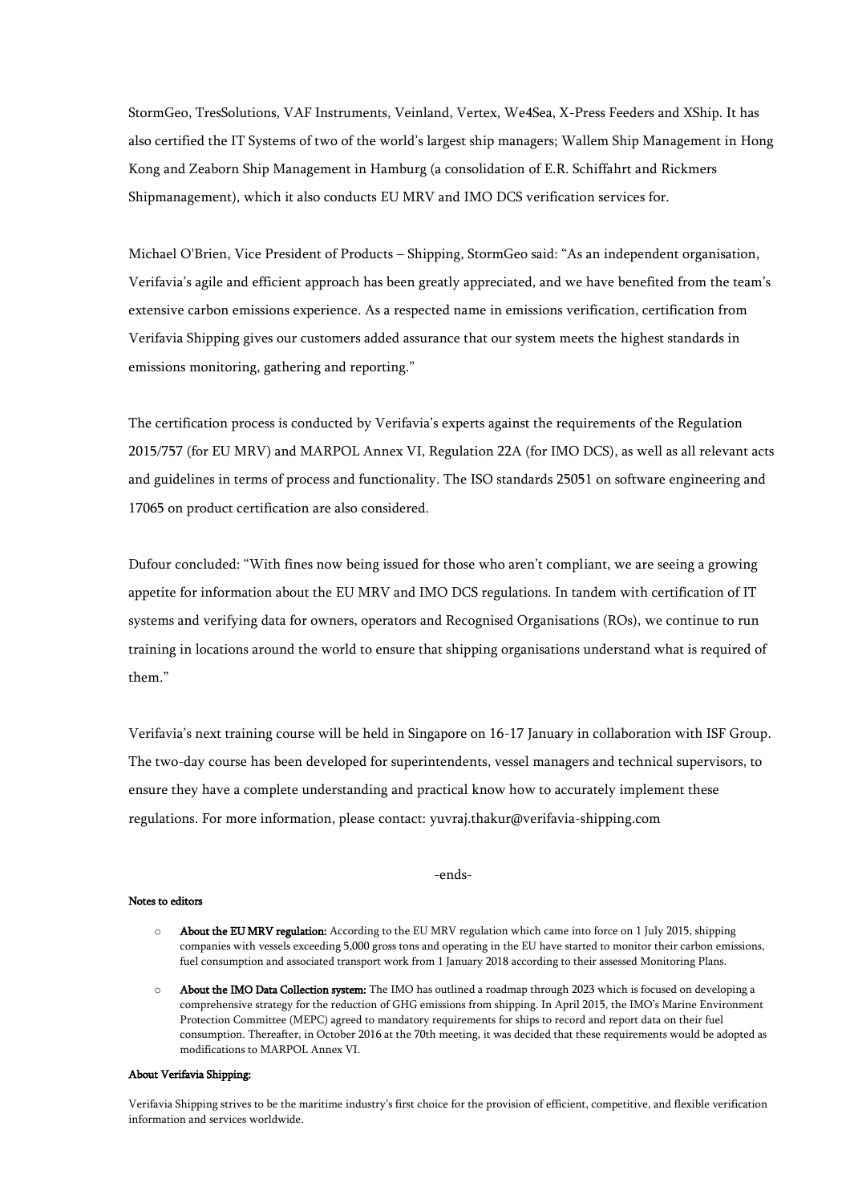StormGeo, TresSolutions, VAF Instruments, Veinland, Vertex, We4Sea, X-Press Feeders and XShip. It has also certified the IT Systems of two of the world's largest ship managers; Wallem Ship Management in Hong Kong and Zeaborn Ship Management in Hamburg (a consolidation of E.R. Schiffahrt and Rickmers Shipmanagement), which it also conducts EU MRV and IMO DCS verification services for.

Michael O'Brien, Vice President of Products – Shipping, StormGeo said: "As an independent organisation, Verifavia's agile and efficient approach has been greatly appreciated, and we have benefited from the team's extensive carbon emissions experience. As a respected name in emissions verification, certification from Verifavia Shipping gives our customers added assurance that our system meets the highest standards in emissions monitoring, gathering and reporting."

The certification process is conducted by Verifavia's experts against the requirements of the Regulation 2015/757 (for EU MRV) and MARPOL Annex VI, Regulation 22A (for IMO DCS), as well as all relevant acts and guidelines in terms of process and functionality. The ISO standards 25051 on software engineering and 17065 on product certification are also considered.

Dufour concluded: "With fines now being issued for those who aren't compliant, we are seeing a growing appetite for information about the EU MRV and IMO DCS regulations. In tandem with certification of IT systems and verifying data for owners, operators and Recognised Organisations (ROs), we continue to run training in locations around the world to ensure that shipping organisations understand what is required of them."

Verifavia's next training course will be held in Singapore on 16-17 January in collaboration with ISF Group. The two-day course has been developed for superintendents, vessel managers and technical supervisors, to ensure they have a complete understanding and practical know how to accurately implement these regulations. For more information, please contact: yuvraj.thakur@verifavia-shipping.com

-ends-

**Notes to editors**

- **About the EU MRV regulation:** According to the EU MRV regulation which came into force on 1 July 2015, shipping companies with vessels exceeding 5,000 gross tons and operating in the EU have started to monitor their carbon emissions, fuel consumption and associated transport work from 1 January 2018 according to their assessed Monitoring Plans.
- **About the IMO Data Collection system:** The IMO has outlined a roadmap through 2023 which is focused on developing a comprehensive strategy for the reduction of GHG emissions from shipping. In April 2015, the IMO's Marine Environment Protection Committee (MEPC) agreed to mandatory requirements for ships to record and report data on their fuel consumption. Thereafter, in October 2016 at the 70th meeting, it was decided that these requirements would be adopted as modifications to MARPOL Annex VI.

**About Verifavia Shipping:**

Verifavia Shipping strives to be the maritime industry's first choice for the provision of efficient, competitive, and flexible verification information and services worldwide.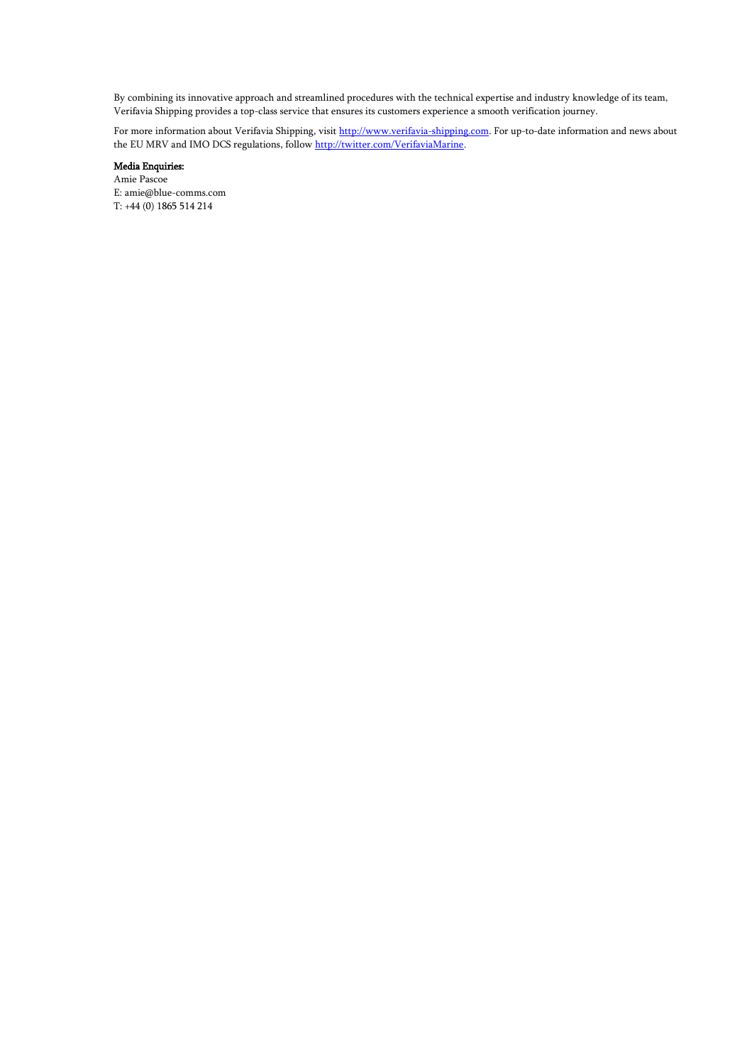By combining its innovative approach and streamlined procedures with the technical expertise and industry knowledge of its team, Verifavia Shipping provides a top-class service that ensures its customers experience a smooth verification journey.

For more information about Verifavia Shipping, visit http://www.verifavia-shipping.com. For up-to-date information and news about the EU MRV and IMO DCS regulations, follow http://twitter.com/VerifaviaMarine.

**Media Enquiries:**
Amie Pascoe
E: amie@blue-comms.com
T: +44 (0) 1865 514 214